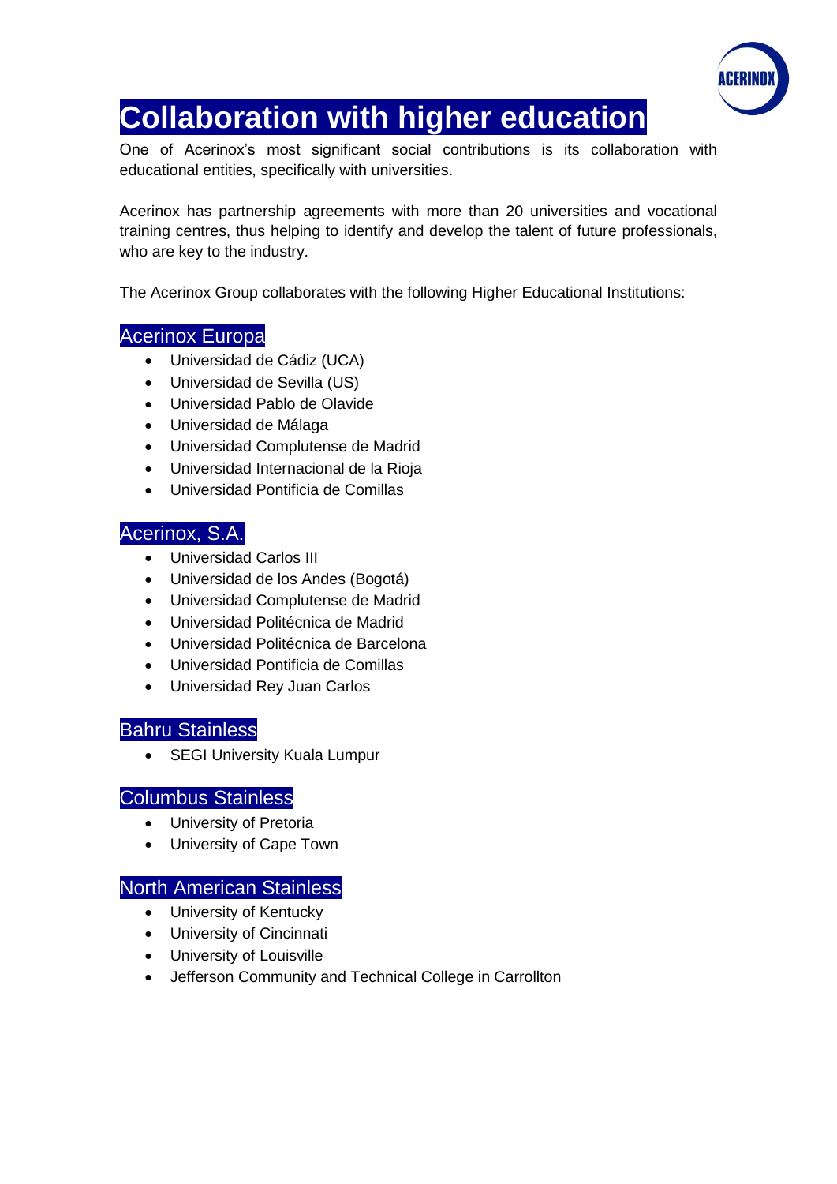# Collaboration with higher education

One of Acerinox's most significant social contributions is its collaboration with educational entities, specifically with universities.

Acerinox has partnership agreements with more than 20 universities and vocational training centres, thus helping to identify and develop the talent of future professionals, who are key to the industry.

The Acerinox Group collaborates with the following Higher Educational Institutions:

## Acerinox Europa

- Universidad de Cádiz (UCA)
- Universidad de Sevilla (US)
- Universidad Pablo de Olavide
- Universidad de Málaga
- Universidad Complutense de Madrid
- Universidad Internacional de la Rioja
- Universidad Pontificia de Comillas

## Acerinox, S.A.

- Universidad Carlos III
- Universidad de los Andes (Bogotá)
- Universidad Complutense de Madrid
- Universidad Politécnica de Madrid
- Universidad Politécnica de Barcelona
- Universidad Pontificia de Comillas
- Universidad Rey Juan Carlos

## Bahru Stainless

- SEGI University Kuala Lumpur

## Columbus Stainless

- University of Pretoria
- University of Cape Town

## North American Stainless

- University of Kentucky
- University of Cincinnati
- University of Louisville
- Jefferson Community and Technical College in Carrollton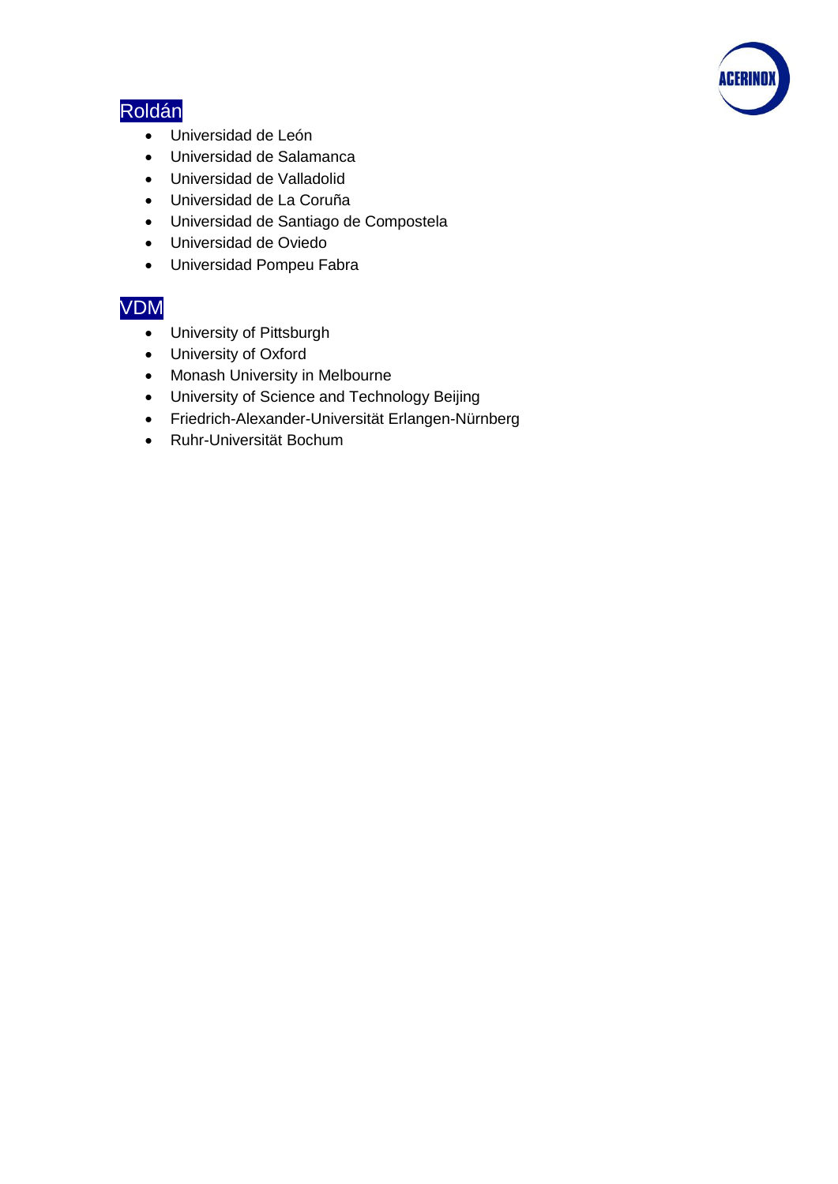## Roldán

- Universidad de León
- Universidad de Salamanca
- Universidad de Valladolid
- Universidad de La Coruña
- Universidad de Santiago de Compostela
- Universidad de Oviedo
- Universidad Pompeu Fabra

## VDM

- University of Pittsburgh
- University of Oxford
- Monash University in Melbourne
- University of Science and Technology Beijing
- Friedrich-Alexander-Universität Erlangen-Nürnberg
- Ruhr-Universität Bochum